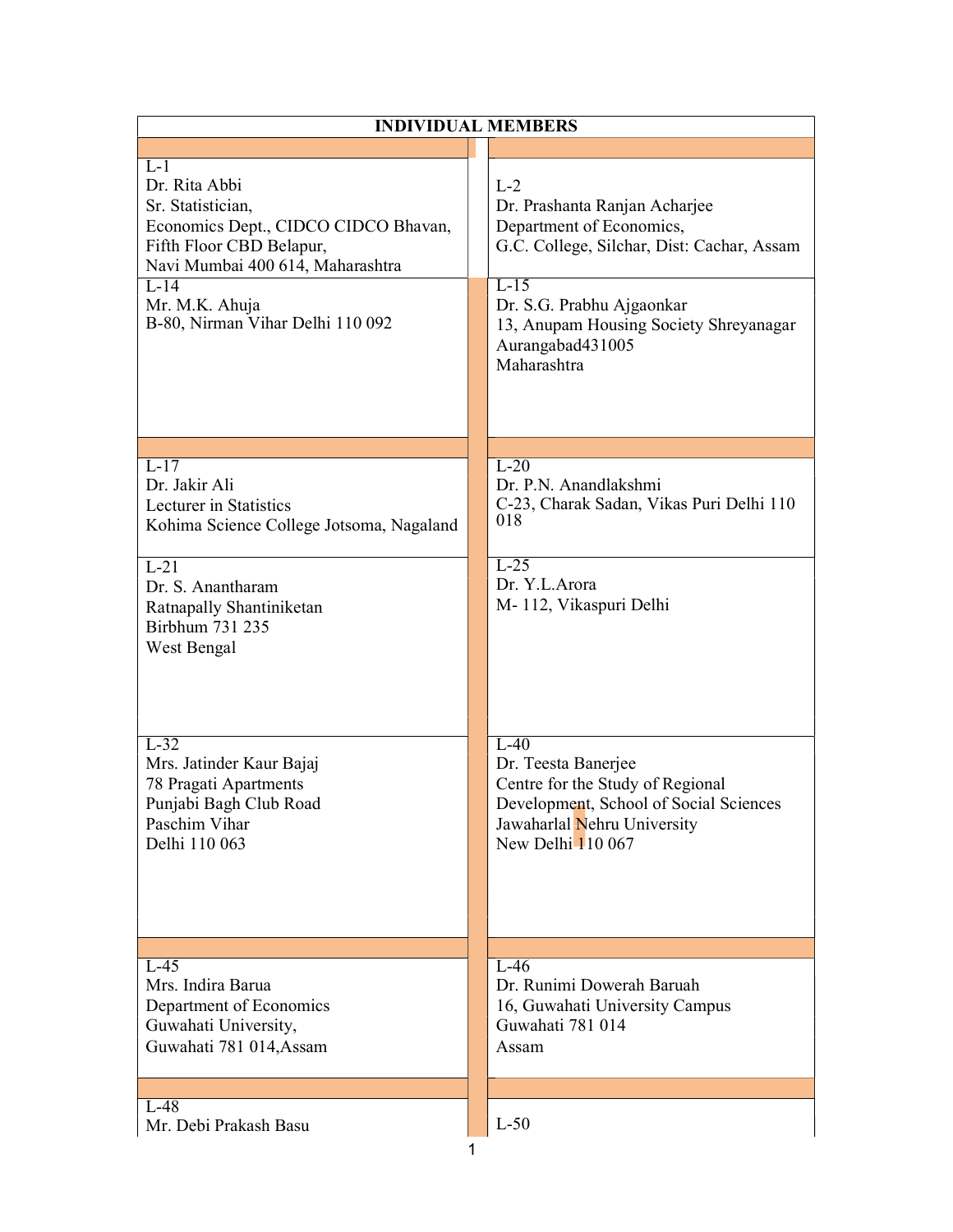**INDIVIDUAL MEMBERS**

| | |
|---|---|
| L-1<br>Dr. Rita Abbi<br>Sr. Statistician,<br>Economics Dept., CIDCO CIDCO Bhavan,<br>Fifth Floor CBD Belapur,<br>Navi Mumbai 400 614, Maharashtra | L-2<br>Dr. Prashanta Ranjan Acharjee<br>Department of Economics,<br>G.C. College, Silchar, Dist: Cachar, Assam |
| L-14<br>Mr. M.K. Ahuja<br>B-80, Nirman Vihar Delhi 110 092 | L-15<br>Dr. S.G. Prabhu Ajgaonkar<br>13, Anupam Housing Society Shreyanagar<br>Aurangabad431005<br>Maharashtra |
| L-17<br>Dr. Jakir Ali<br>Lecturer in Statistics<br>Kohima Science College Jotsoma, Nagaland | L-20<br>Dr. P.N. Anandlakshmi<br>C-23, Charak Sadan, Vikas Puri Delhi 110 018 |
| L-21<br>Dr. S. Anantharam<br>Ratnapally Shantiniketan<br>Birbhum 731 235<br>West Bengal | L-25<br>Dr. Y.L.Arora<br>M- 112, Vikaspuri Delhi |
| L-32<br>Mrs. Jatinder Kaur Bajaj<br>78 Pragati Apartments<br>Punjabi Bagh Club Road<br>Paschim Vihar<br>Delhi 110 063 | L-40<br>Dr. Teesta Banerjee<br>Centre for the Study of Regional Development, School of Social Sciences<br>Jawaharlal Nehru University<br>New Delhi 110 067 |
| L-45<br>Mrs. Indira Barua<br>Department of Economics<br>Guwahati University,<br>Guwahati 781 014,Assam | L-46<br>Dr. Runimi Dowerah Baruah<br>16, Guwahati University Campus<br>Guwahati 781 014<br>Assam |
| L-48<br>Mr. Debi Prakash Basu | L-50 |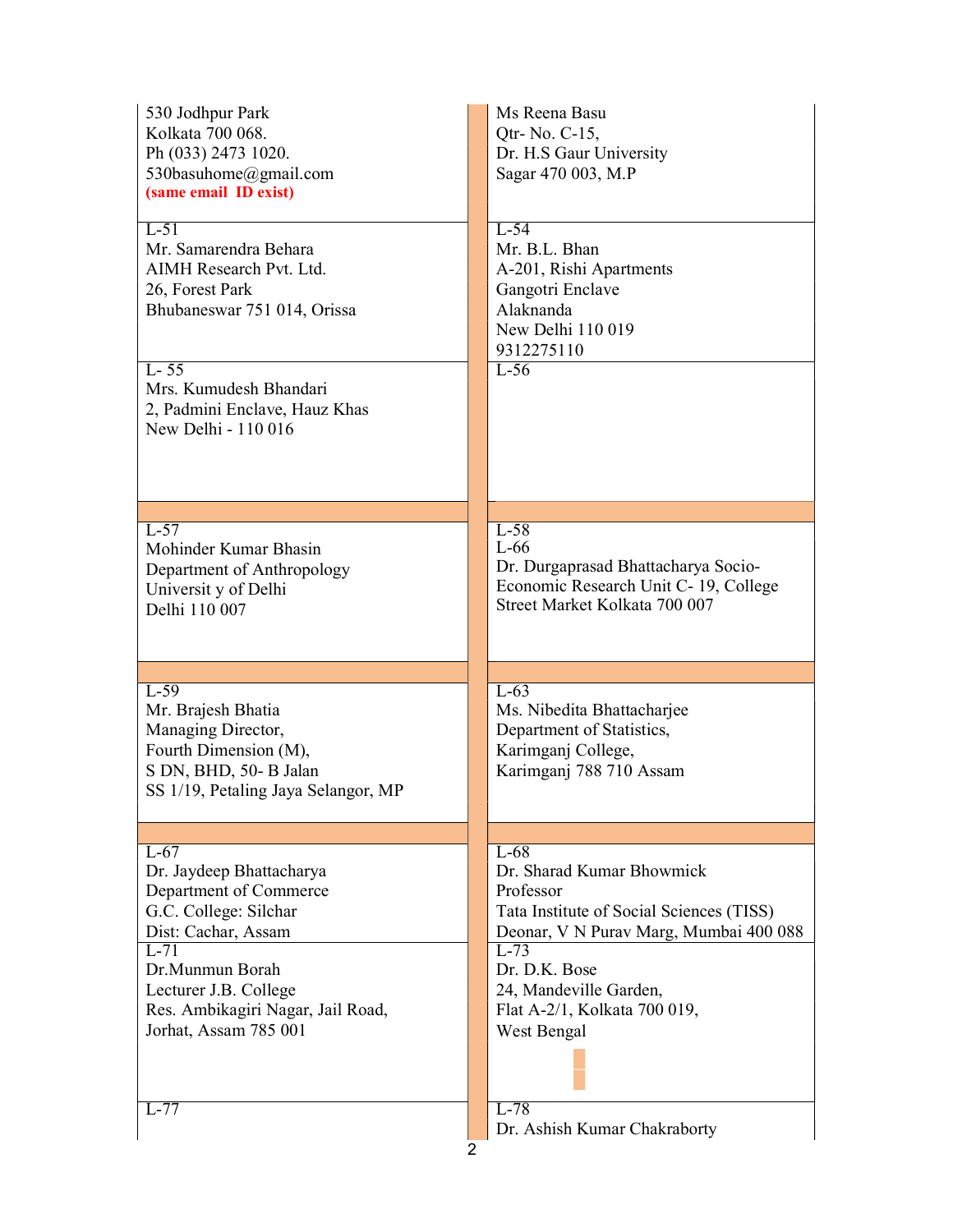| | |
|---|---|
| 530 Jodhpur Park<br>Kolkata 700 068.<br>Ph (033) 2473 1020.<br>530basuhome@gmail.com<br>**(same email ID exist)** | Ms Reena Basu<br>Qtr- No. C-15,<br>Dr. H.S Gaur University<br>Sagar 470 003, M.P |
| L-51<br>Mr. Samarendra Behara<br>AIMH Research Pvt. Ltd.<br>26, Forest Park<br>Bhubaneswar 751 014, Orissa | L-54<br>Mr. B.L. Bhan<br>A-201, Rishi Apartments<br>Gangotri Enclave<br>Alaknanda<br>New Delhi 110 019<br>9312275110 |
| L- 55<br>Mrs. Kumudesh Bhandari<br>2, Padmini Enclave, Hauz Khas<br>New Delhi - 110 016 | L-56 |
| L-57<br>Mohinder Kumar Bhasin<br>Department of Anthropology<br>Universit y of Delhi<br>Delhi 110 007 | L-58<br>L-66<br>Dr. Durgaprasad Bhattacharya Socio-Economic Research Unit C- 19, College Street Market Kolkata 700 007 |
| L-59<br>Mr. Brajesh Bhatia<br>Managing Director,<br>Fourth Dimension (M),<br>S DN, BHD, 50- B Jalan<br>SS 1/19, Petaling Jaya Selangor, MP | L-63<br>Ms. Nibedita Bhattacharjee<br>Department of Statistics,<br>Karimganj College,<br>Karimganj 788 710 Assam |
| L-67<br>Dr. Jaydeep Bhattacharya<br>Department of Commerce<br>G.C. College: Silchar<br>Dist: Cachar, Assam | L-68<br>Dr. Sharad Kumar Bhowmick<br>Professor<br>Tata Institute of Social Sciences (TISS)<br>Deonar, V N Purav Marg, Mumbai 400 088 |
| L-71<br>Dr.Munmun Borah<br>Lecturer J.B. College<br>Res. Ambikagiri Nagar, Jail Road,<br>Jorhat, Assam 785 001 | L-73<br>Dr. D.K. Bose<br>24, Mandeville Garden,<br>Flat A-2/1, Kolkata 700 019,<br>West Bengal |
| L-77 | L-78<br>Dr. Ashish Kumar Chakraborty |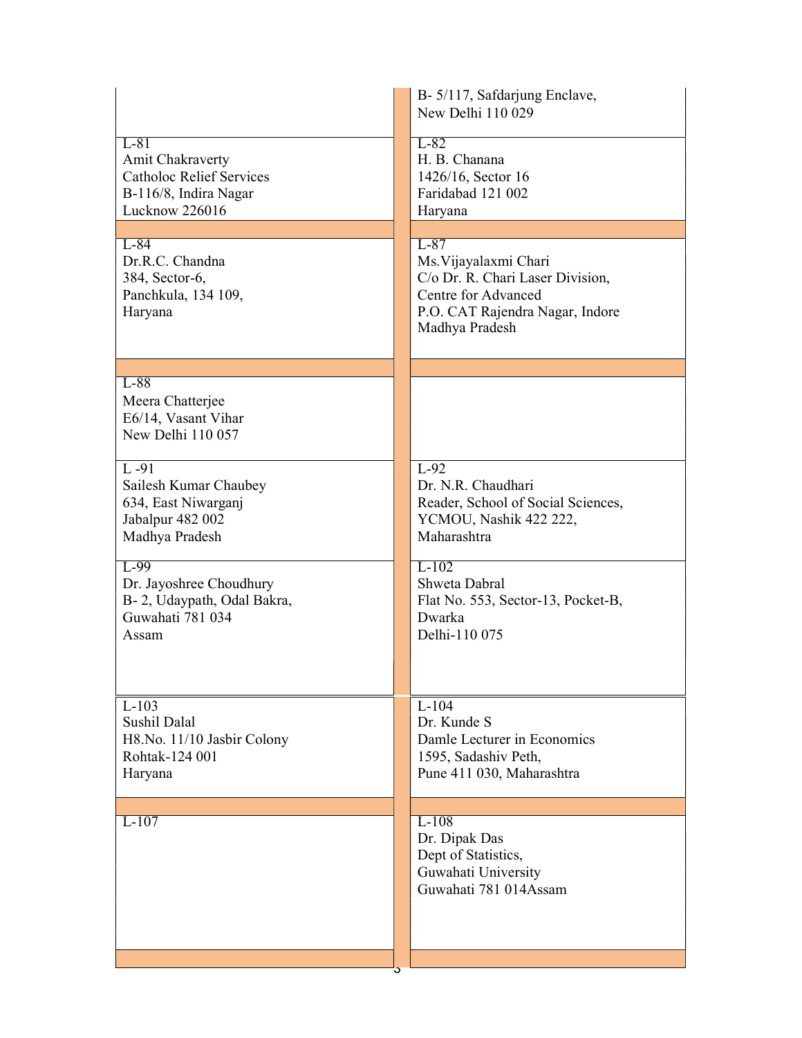| | |
|---|---|
| | B- 5/117, Safdarjung Enclave,<br>New Delhi 110 029 |
| L-81<br>Amit Chakraverty<br>Catholoc Relief Services<br>B-116/8, Indira Nagar<br>Lucknow 226016 | L-82<br>H. B. Chanana<br>1426/16, Sector 16<br>Faridabad 121 002<br>Haryana |
| L-84<br>Dr.R.C. Chandna<br>384, Sector-6,<br>Panchkula, 134 109,<br>Haryana | L-87<br>Ms.Vijayalaxmi Chari<br>C/o Dr. R. Chari Laser Division,<br>Centre for Advanced<br>P.O. CAT Rajendra Nagar, Indore<br>Madhya Pradesh |
| L-88<br>Meera Chatterjee<br>E6/14, Vasant Vihar<br>New Delhi 110 057 | |
| L -91<br>Sailesh Kumar Chaubey<br>634, East Niwarganj<br>Jabalpur 482 002<br>Madhya Pradesh | L-92<br>Dr. N.R. Chaudhari<br>Reader, School of Social Sciences,<br>YCMOU, Nashik 422 222,<br>Maharashtra |
| L-99<br>Dr. Jayoshree Choudhury<br>B- 2, Udaypath, Odal Bakra,<br>Guwahati 781 034<br>Assam | L-102<br>Shweta Dabral<br>Flat No. 553, Sector-13, Pocket-B,<br>Dwarka<br>Delhi-110 075 |
| L-103<br>Sushil Dalal<br>H8.No. 11/10 Jasbir Colony<br>Rohtak-124 001<br>Haryana | L-104<br>Dr. Kunde S<br>Damle Lecturer in Economics<br>1595, Sadashiv Peth,<br>Pune 411 030, Maharashtra |
| L-107 | L-108<br>Dr. Dipak Das<br>Dept of Statistics,<br>Guwahati University<br>Guwahati 781 014Assam |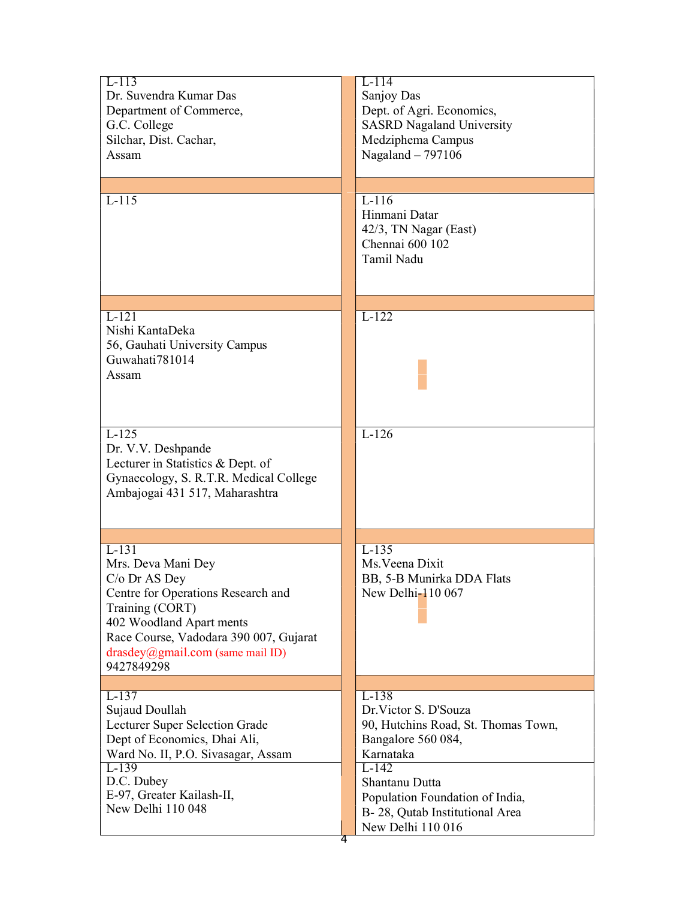| | |
|---|---|
| L-113<br>Dr. Suvendra Kumar Das<br>Department of Commerce,<br>G.C. College<br>Silchar, Dist. Cachar,<br>Assam | L-114<br>Sanjoy Das<br>Dept. of Agri. Economics,<br>SASRD Nagaland University<br>Medziphema Campus<br>Nagaland – 797106 |
| L-115 | L-116<br>Hinmani Datar<br>42/3, TN Nagar (East)<br>Chennai 600 102<br>Tamil Nadu |
| L-121<br>Nishi KantaDeka<br>56, Gauhati University Campus<br>Guwahati781014<br>Assam | L-122 |
| L-125<br>Dr. V.V. Deshpande<br>Lecturer in Statistics & Dept. of Gynaecology, S. R.T.R. Medical College<br>Ambajogai 431 517, Maharashtra | L-126 |
| L-131<br>Mrs. Deva Mani Dey<br>C/o Dr AS Dey<br>Centre for Operations Research and Training (CORT)<br>402 Woodland Apart ments<br>Race Course, Vadodara 390 007, Gujarat<br>drasdey@gmail.com (same mail ID)<br>9427849298 | L-135<br>Ms.Veena Dixit<br>BB, 5-B Munirka DDA Flats<br>New Delhi-110 067 |
| L-137<br>Sujaud Doullah<br>Lecturer Super Selection Grade<br>Dept of Economics, Dhai Ali,<br>Ward No. II, P.O. Sivasagar, Assam | L-138<br>Dr.Victor S. D'Souza<br>90, Hutchins Road, St. Thomas Town,<br>Bangalore 560 084,<br>Karnataka |
| L-139<br>D.C. Dubey<br>E-97, Greater Kailash-II,<br>New Delhi 110 048 | L-142<br>Shantanu Dutta<br>Population Foundation of India,<br>B- 28, Qutab Institutional Area<br>New Delhi 110 016 |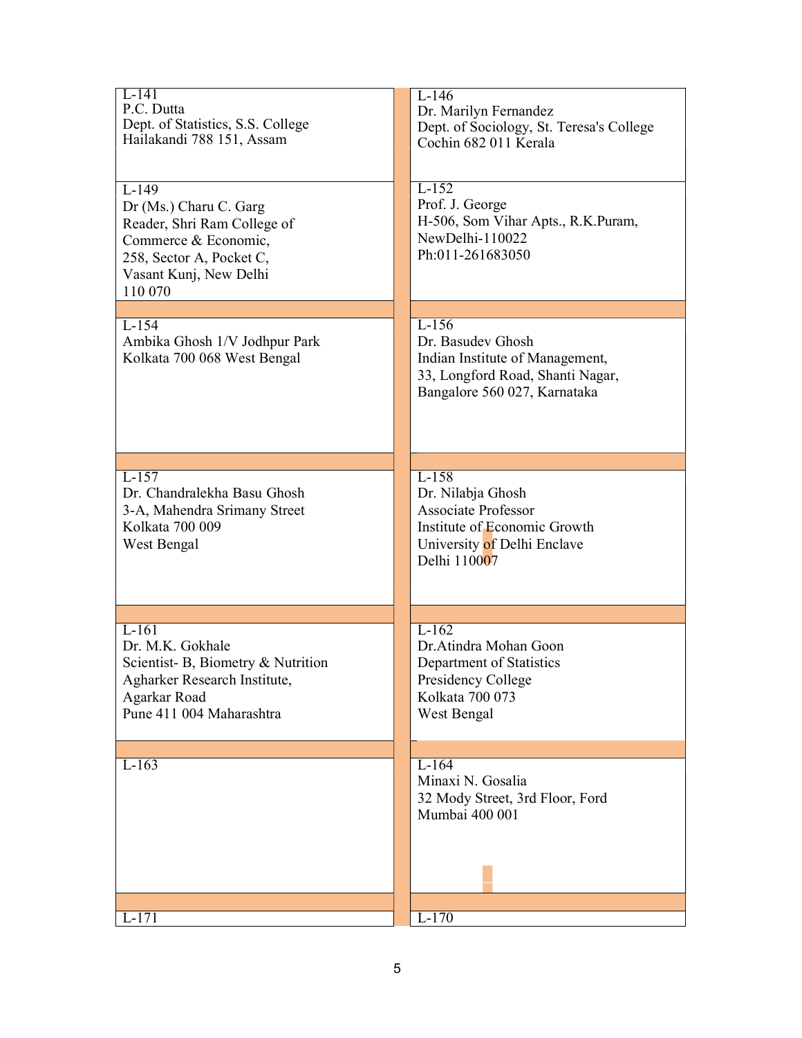| | |
|---|---|
| L-141<br>P.C. Dutta<br>Dept. of Statistics, S.S. College<br>Hailakandi 788 151, Assam | L-146<br>Dr. Marilyn Fernandez<br>Dept. of Sociology, St. Teresa's College<br>Cochin 682 011 Kerala |
| L-149<br>Dr (Ms.) Charu C. Garg<br>Reader, Shri Ram College of Commerce & Economic,<br>258, Sector A, Pocket C,<br>Vasant Kunj, New Delhi<br>110 070 | L-152<br>Prof. J. George<br>H-506, Som Vihar Apts., R.K.Puram,<br>NewDelhi-110022<br>Ph:011-261683050 |
| L-154<br>Ambika Ghosh 1/V Jodhpur Park<br>Kolkata 700 068 West Bengal | L-156<br>Dr. Basudev Ghosh<br>Indian Institute of Management,<br>33, Longford Road, Shanti Nagar,<br>Bangalore 560 027, Karnataka |
| L-157<br>Dr. Chandralekha Basu Ghosh<br>3-A, Mahendra Srimany Street<br>Kolkata 700 009<br>West Bengal | L-158<br>Dr. Nilabja Ghosh<br>Associate Professor<br>Institute of Economic Growth<br>University of Delhi Enclave<br>Delhi 110007 |
| L-161<br>Dr. M.K. Gokhale<br>Scientist- B, Biometry & Nutrition<br>Agharker Research Institute,<br>Agarkar Road<br>Pune 411 004 Maharashtra | L-162<br>Dr.Atindra Mohan Goon<br>Department of Statistics<br>Presidency College<br>Kolkata 700 073<br>West Bengal |
| L-163 | L-164<br>Minaxi N. Gosalia<br>32 Mody Street, 3rd Floor, Ford<br>Mumbai 400 001 |
| L-171 | L-170 |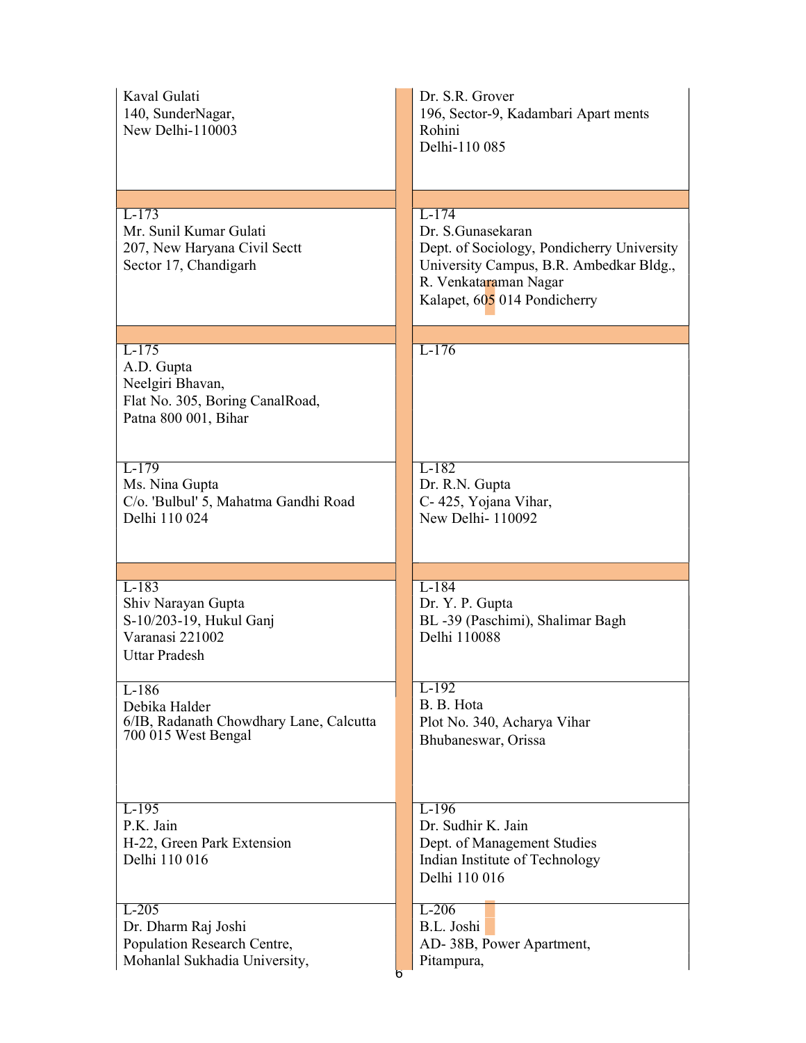| | |
|---|---|
| Kaval Gulati<br>140, SunderNagar,<br>New Delhi-110003 | Dr. S.R. Grover<br>196, Sector-9, Kadambari Apart ments<br>Rohini<br>Delhi-110 085 |
| L-173<br>Mr. Sunil Kumar Gulati<br>207, New Haryana Civil Sectt<br>Sector 17, Chandigarh | L-174<br>Dr. S.Gunasekaran<br>Dept. of Sociology, Pondicherry University<br>University Campus, B.R. Ambedkar Bldg.,<br>R. Venkataraman Nagar<br>Kalapet, 605 014 Pondicherry |
| L-175<br>A.D. Gupta<br>Neelgiri Bhavan,<br>Flat No. 305, Boring CanalRoad,<br>Patna 800 001, Bihar | L-176 |
| L-179<br>Ms. Nina Gupta<br>C/o. 'Bulbul' 5, Mahatma Gandhi Road<br>Delhi 110 024 | L-182<br>Dr. R.N. Gupta<br>C- 425, Yojana Vihar,<br>New Delhi- 110092 |
| L-183<br>Shiv Narayan Gupta<br>S-10/203-19, Hukul Ganj<br>Varanasi 221002<br>Uttar Pradesh | L-184<br>Dr. Y. P. Gupta<br>BL -39 (Paschimi), Shalimar Bagh<br>Delhi 110088 |
| L-186<br>Debika Halder<br>6/IB, Radanath Chowdhary Lane, Calcutta<br>700 015 West Bengal | L-192<br>B. B. Hota<br>Plot No. 340, Acharya Vihar<br>Bhubaneswar, Orissa |
| L-195<br>P.K. Jain<br>H-22, Green Park Extension<br>Delhi 110 016 | L-196<br>Dr. Sudhir K. Jain<br>Dept. of Management Studies<br>Indian Institute of Technology<br>Delhi 110 016 |
| L-205<br>Dr. Dharm Raj Joshi<br>Population Research Centre,<br>Mohanlal Sukhadia University, | L-206<br>B.L. Joshi<br>AD- 38B, Power Apartment,<br>Pitampura, |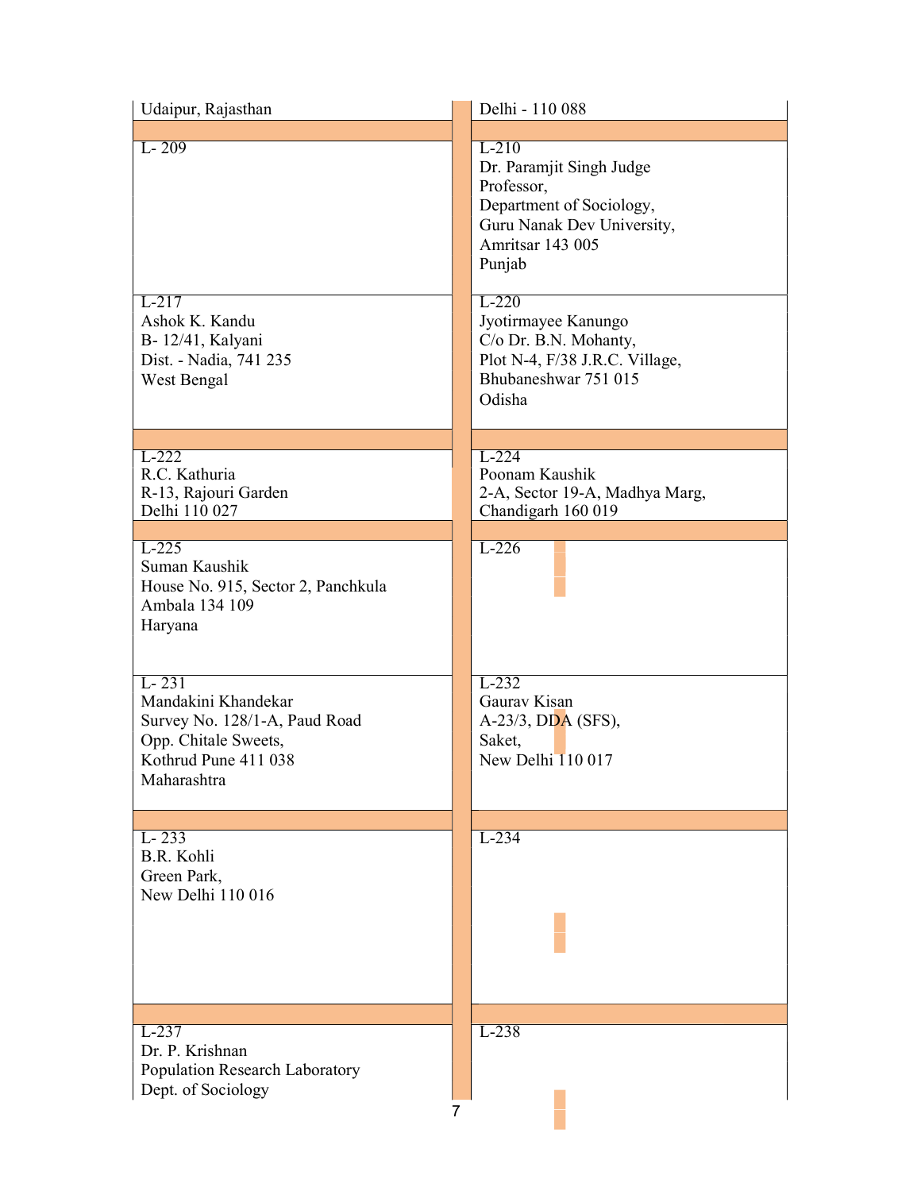| | |
|---|---|
| Udaipur, Rajasthan | Delhi - 110 088 |
| L- 209 | L-210<br>Dr. Paramjit Singh Judge<br>Professor,<br>Department of Sociology,<br>Guru Nanak Dev University,<br>Amritsar 143 005<br>Punjab |
| L-217<br>Ashok K. Kandu<br>B- 12/41, Kalyani<br>Dist. - Nadia, 741 235<br>West Bengal | L-220<br>Jyotirmayee Kanungo<br>C/o Dr. B.N. Mohanty,<br>Plot N-4, F/38 J.R.C. Village,<br>Bhubaneshwar 751 015<br>Odisha |
| L-222<br>R.C. Kathuria<br>R-13, Rajouri Garden<br>Delhi 110 027 | L-224<br>Poonam Kaushik<br>2-A, Sector 19-A, Madhya Marg,<br>Chandigarh 160 019 |
| L-225<br>Suman Kaushik<br>House No. 915, Sector 2, Panchkula<br>Ambala 134 109<br>Haryana | L-226 |
| L- 231<br>Mandakini Khandekar<br>Survey No. 128/1-A, Paud Road<br>Opp. Chitale Sweets,<br>Kothrud Pune 411 038<br>Maharashtra | L-232<br>Gaurav Kisan<br>A-23/3, DDA (SFS),<br>Saket,<br>New Delhi 110 017 |
| L- 233<br>B.R. Kohli<br>Green Park,<br>New Delhi 110 016 | L-234 |
| L-237<br>Dr. P. Krishnan<br>Population Research Laboratory<br>Dept. of Sociology | L-238 |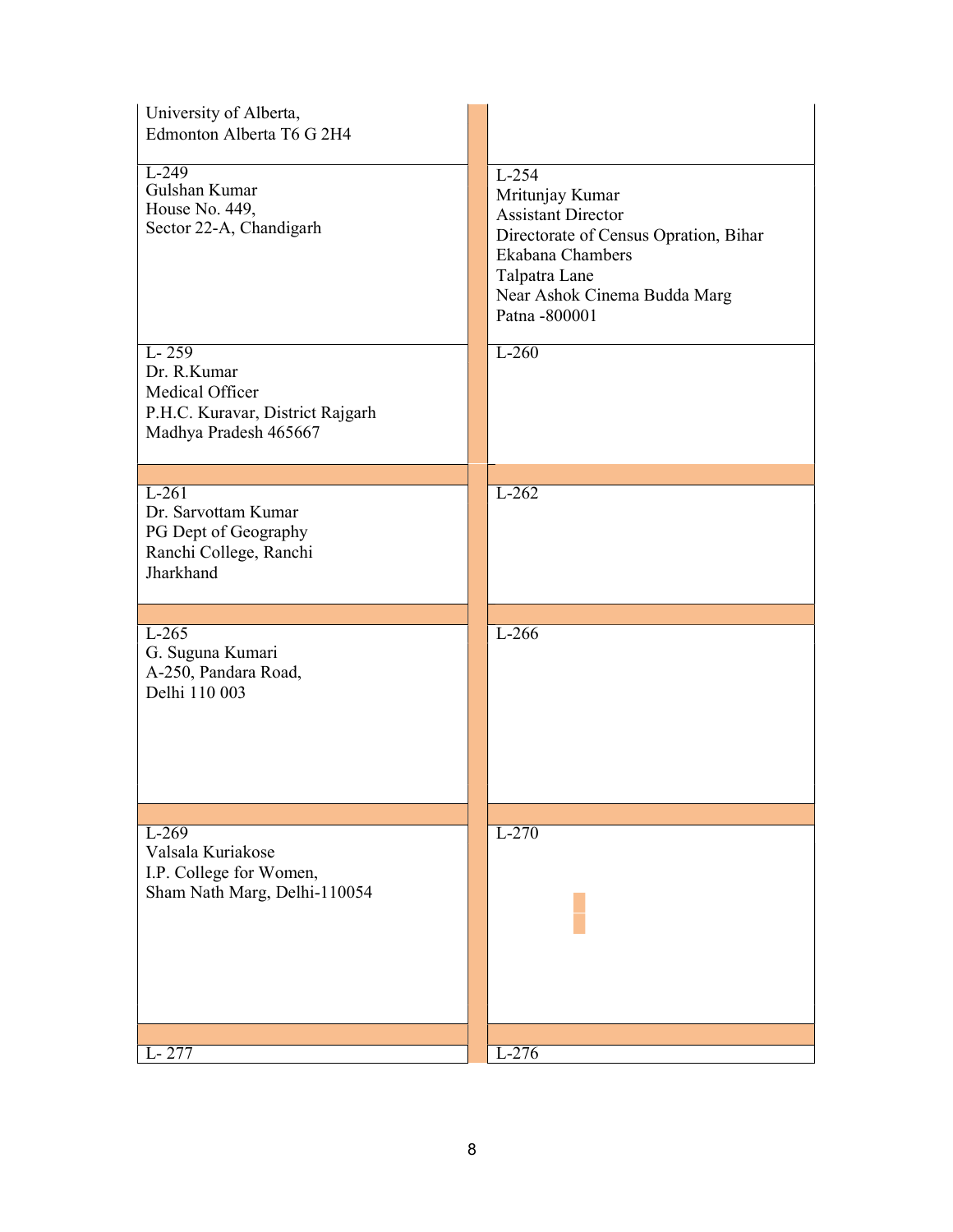| | |
|---|---|
| University of Alberta,<br>Edmonton Alberta T6 G 2H4 | |
| L-249<br>Gulshan Kumar<br>House No. 449,<br>Sector 22-A, Chandigarh | L-254<br>Mritunjay Kumar<br>Assistant Director<br>Directorate of Census Opration, Bihar<br>Ekabana Chambers<br>Talpatra Lane<br>Near Ashok Cinema Budda Marg<br>Patna -800001 |
| L- 259<br>Dr. R.Kumar<br>Medical Officer<br>P.H.C. Kuravar, District Rajgarh<br>Madhya Pradesh 465667 | L-260 |
| L-261<br>Dr. Sarvottam Kumar<br>PG Dept of Geography<br>Ranchi College, Ranchi<br>Jharkhand | L-262 |
| L-265<br>G. Suguna Kumari<br>A-250, Pandara Road,<br>Delhi 110 003 | L-266 |
| L-269<br>Valsala Kuriakose<br>I.P. College for Women,<br>Sham Nath Marg, Delhi-110054 | L-270 |
| L- 277 | L-276 |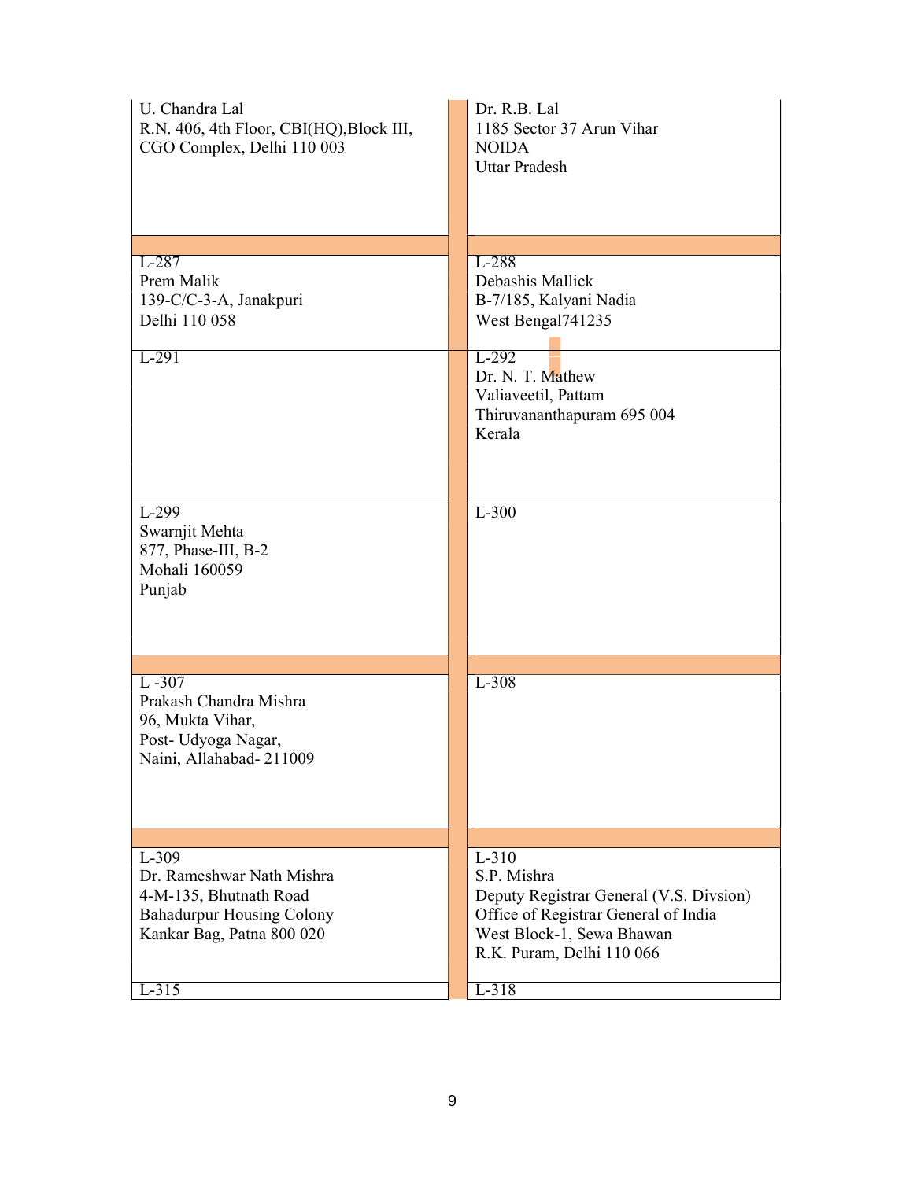| | |
|---|---|
| U. Chandra Lal<br>R.N. 406, 4th Floor, CBI(HQ),Block III,<br>CGO Complex, Delhi 110 003 | Dr. R.B. Lal<br>1185 Sector 37 Arun Vihar<br>NOIDA<br>Uttar Pradesh |
| L-287<br>Prem Malik<br>139-C/C-3-A, Janakpuri<br>Delhi 110 058 | L-288<br>Debashis Mallick<br>B-7/185, Kalyani Nadia<br>West Bengal741235 |
| L-291 | L-292<br>Dr. N. T. Mathew<br>Valiaveetil, Pattam<br>Thiruvananthapuram 695 004<br>Kerala |
| L-299<br>Swarnjit Mehta<br>877, Phase-III, B-2<br>Mohali 160059<br>Punjab | L-300 |
| L -307<br>Prakash Chandra Mishra<br>96, Mukta Vihar,<br>Post- Udyoga Nagar,<br>Naini, Allahabad- 211009 | L-308 |
| L-309<br>Dr. Rameshwar Nath Mishra<br>4-M-135, Bhutnath Road<br>Bahadurpur Housing Colony<br>Kankar Bag, Patna 800 020 | L-310<br>S.P. Mishra<br>Deputy Registrar General (V.S. Divsion)<br>Office of Registrar General of India<br>West Block-1, Sewa Bhawan<br>R.K. Puram, Delhi 110 066 |
| L-315 | L-318 |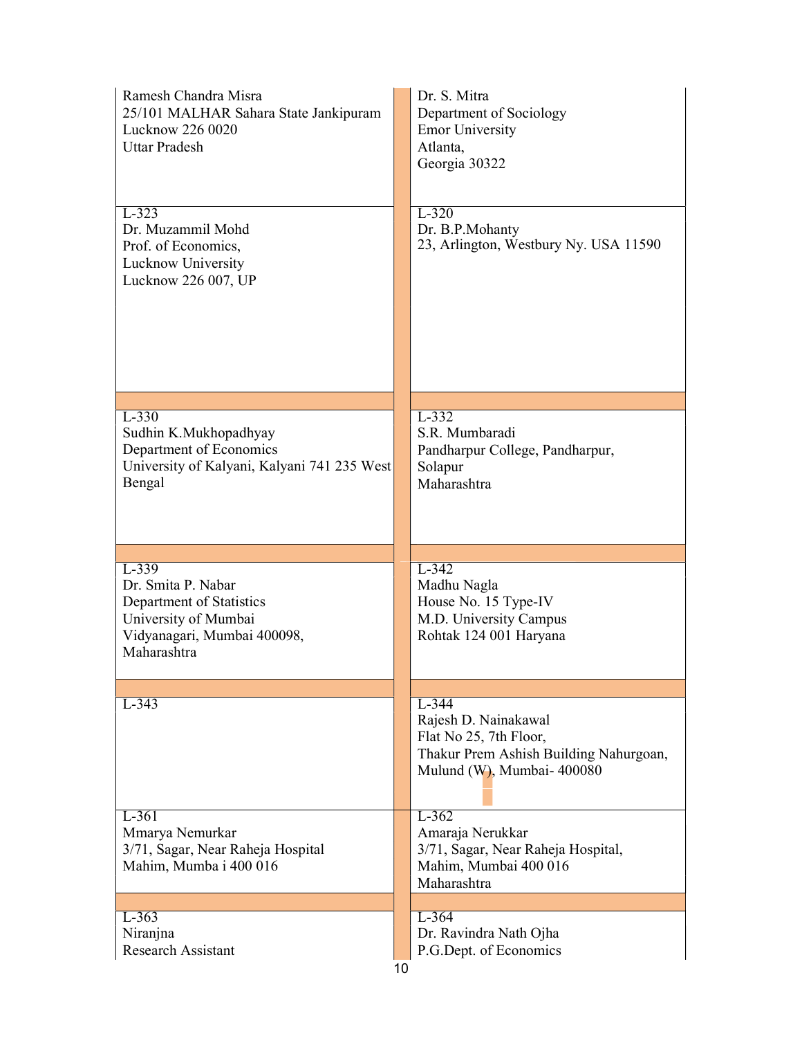| | |
|---|---|
| Ramesh Chandra Misra<br>25/101 MALHAR Sahara State Jankipuram<br>Lucknow 226 0020<br>Uttar Pradesh | Dr. S. Mitra<br>Department of Sociology<br>Emor University<br>Atlanta,<br>Georgia 30322 |
| L-323<br>Dr. Muzammil Mohd<br>Prof. of Economics,<br>Lucknow University<br>Lucknow 226 007, UP | L-320<br>Dr. B.P.Mohanty<br>23, Arlington, Westbury Ny. USA 11590 |
| L-330<br>Sudhin K.Mukhopadhyay<br>Department of Economics<br>University of Kalyani, Kalyani 741 235 West Bengal | L-332<br>S.R. Mumbaradi<br>Pandharpur College, Pandharpur,<br>Solapur<br>Maharashtra |
| L-339<br>Dr. Smita P. Nabar<br>Department of Statistics<br>University of Mumbai<br>Vidyanagari, Mumbai 400098,<br>Maharashtra | L-342<br>Madhu Nagla<br>House No. 15 Type-IV<br>M.D. University Campus<br>Rohtak 124 001 Haryana |
| L-343 | L-344<br>Rajesh D. Nainakawal<br>Flat No 25, 7th Floor,<br>Thakur Prem Ashish Building Nahurgoan,<br>Mulund (W), Mumbai- 400080 |
| L-361<br>Mmarya Nemurkar<br>3/71, Sagar, Near Raheja Hospital<br>Mahim, Mumba i 400 016 | L-362<br>Amaraja Nerukkar<br>3/71, Sagar, Near Raheja Hospital,<br>Mahim, Mumbai 400 016<br>Maharashtra |
| L-363<br>Niranjna<br>Research Assistant | L-364<br>Dr. Ravindra Nath Ojha<br>P.G.Dept. of Economics |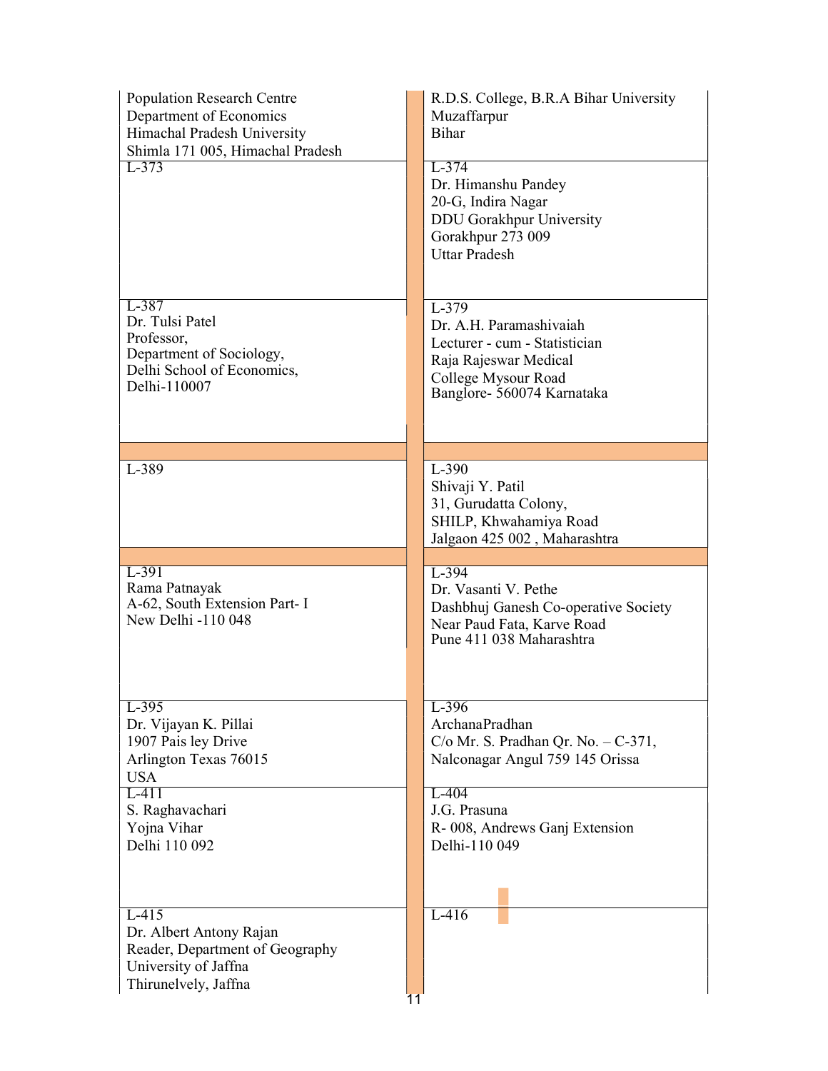| | |
|---|---|
| Population Research Centre<br>Department of Economics<br>Himachal Pradesh University<br>Shimla 171 005, Himachal Pradesh | R.D.S. College, B.R.A Bihar University<br>Muzaffarpur<br>Bihar |
| L-373 | L-374<br>Dr. Himanshu Pandey<br>20-G, Indira Nagar<br>DDU Gorakhpur University<br>Gorakhpur 273 009<br>Uttar Pradesh |
| L-387<br>Dr. Tulsi Patel<br>Professor,<br>Department of Sociology,<br>Delhi School of Economics,<br>Delhi-110007 | L-379<br>Dr. A.H. Paramashivaiah<br>Lecturer - cum - Statistician<br>Raja Rajeswar Medical<br>College Mysour Road<br>Banglore- 560074 Karnataka |
| | |
| L-389 | L-390<br>Shivaji Y. Patil<br>31, Gurudatta Colony,<br>SHILP, Khwahamiya Road<br>Jalgaon 425 002 , Maharashtra |
| | |
| L-391<br>Rama Patnayak<br>A-62, South Extension Part- I<br>New Delhi -110 048 | L-394<br>Dr. Vasanti V. Pethe<br>Dashbhuj Ganesh Co-operative Society<br>Near Paud Fata, Karve Road<br>Pune 411 038 Maharashtra |
| L-395<br>Dr. Vijayan K. Pillai<br>1907 Pais ley Drive<br>Arlington Texas 76015<br>USA | L-396<br>ArchanaPradhan<br>C/o Mr. S. Pradhan Qr. No. – C-371,<br>Nalconagar Angul 759 145 Orissa |
| L-411<br>S. Raghavachari<br>Yojna Vihar<br>Delhi 110 092 | L-404<br>J.G. Prasuna<br>R- 008, Andrews Ganj Extension<br>Delhi-110 049 |
| L-415<br>Dr. Albert Antony Rajan<br>Reader, Department of Geography<br>University of Jaffna<br>Thirunelvely, Jaffna | L-416 |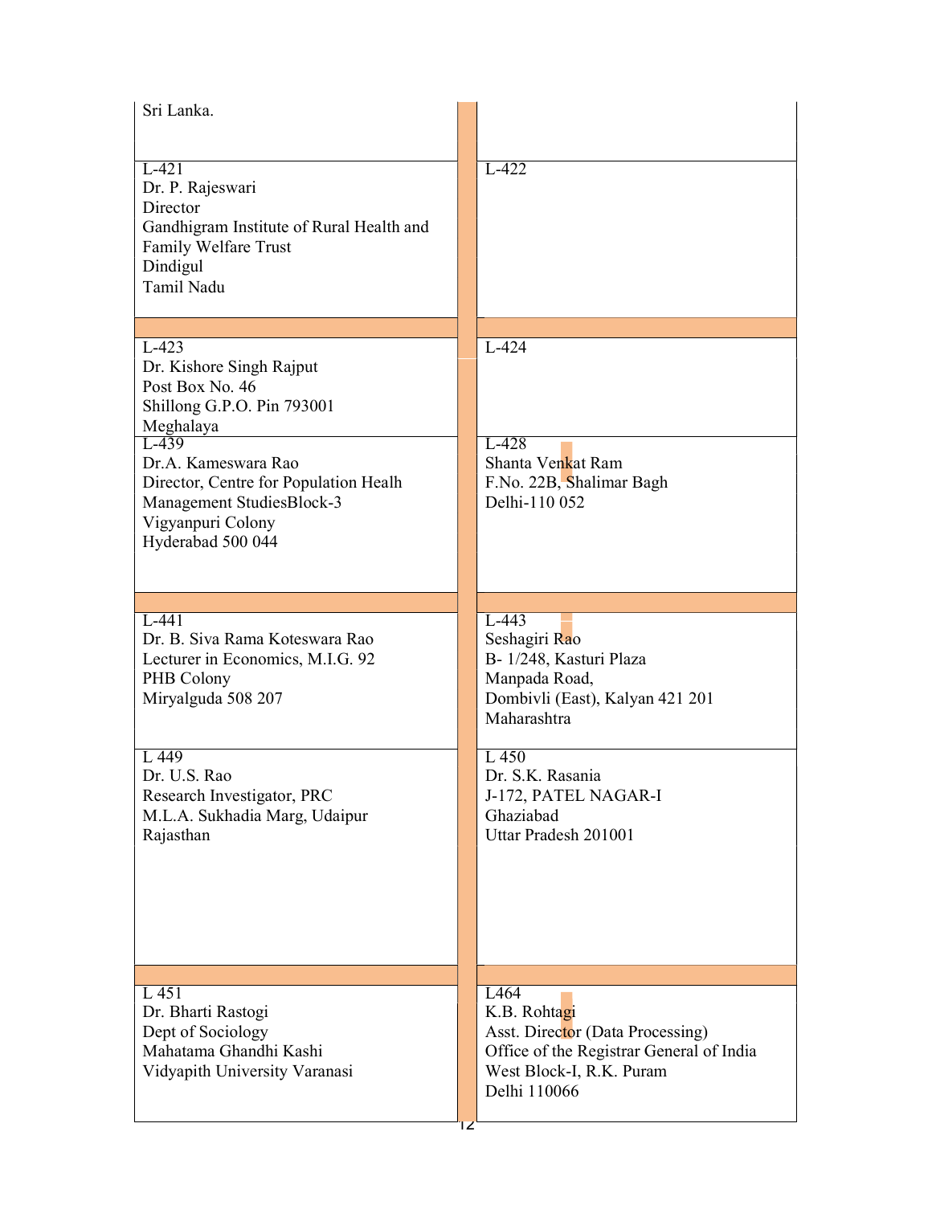| | |
|---|---|
| Sri Lanka. | |
| L-421<br>Dr. P. Rajeswari<br>Director<br>Gandhigram Institute of Rural Health and Family Welfare Trust<br>Dindigul<br>Tamil Nadu | L-422 |
| L-423<br>Dr. Kishore Singh Rajput<br>Post Box No. 46<br>Shillong G.P.O. Pin 793001<br>Meghalaya | L-424 |
| L-439<br>Dr.A. Kameswara Rao<br>Director, Centre for Population Healh Management StudiesBlock-3<br>Vigyanpuri Colony<br>Hyderabad 500 044 | L-428<br>Shanta Venkat Ram<br>F.No. 22B, Shalimar Bagh<br>Delhi-110 052 |
| L-441<br>Dr. B. Siva Rama Koteswara Rao<br>Lecturer in Economics, M.I.G. 92<br>PHB Colony<br>Miryalguda 508 207 | L-443<br>Seshagiri Rao<br>B- 1/248, Kasturi Plaza<br>Manpada Road,<br>Dombivli (East), Kalyan 421 201<br>Maharashtra |
| L 449<br>Dr. U.S. Rao<br>Research Investigator, PRC<br>M.L.A. Sukhadia Marg, Udaipur<br>Rajasthan | L 450<br>Dr. S.K. Rasania<br>J-172, PATEL NAGAR-I<br>Ghaziabad<br>Uttar Pradesh 201001 |
| L 451<br>Dr. Bharti Rastogi<br>Dept of Sociology<br>Mahatama Ghandhi Kashi<br>Vidyapith University Varanasi | L464<br>K.B. Rohtagi<br>Asst. Director (Data Processing)<br>Office of the Registrar General of India<br>West Block-I, R.K. Puram<br>Delhi 110066 |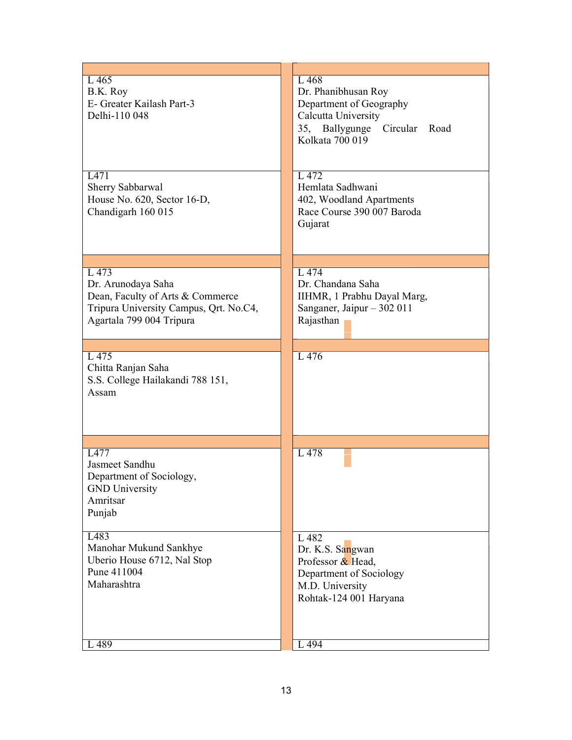| | |
|---|---|
| L 465<br>B.K. Roy<br>E- Greater Kailash Part-3<br>Delhi-110 048 | L 468<br>Dr. Phanibhusan Roy<br>Department of Geography<br>Calcutta University<br>35, Ballygunge Circular Road<br>Kolkata 700 019 |
| L471<br>Sherry Sabbarwal<br>House No. 620, Sector 16-D,<br>Chandigarh 160 015 | L 472<br>Hemlata Sadhwani<br>402, Woodland Apartments<br>Race Course 390 007 Baroda<br>Gujarat |
| L 473<br>Dr. Arunodaya Saha<br>Dean, Faculty of Arts & Commerce<br>Tripura University Campus, Qrt. No.C4,<br>Agartala 799 004 Tripura | L 474<br>Dr. Chandana Saha<br>IIHMR, 1 Prabhu Dayal Marg,<br>Sanganer, Jaipur – 302 011<br>Rajasthan |
| L 475<br>Chitta Ranjan Saha<br>S.S. College Hailakandi 788 151,<br>Assam | L 476 |
| L477<br>Jasmeet Sandhu<br>Department of Sociology,<br>GND University<br>Amritsar<br>Punjab | L 478 |
| L483<br>Manohar Mukund Sankhye<br>Uberio House 6712, Nal Stop<br>Pune 411004<br>Maharashtra | L 482<br>Dr. K.S. Sangwan<br>Professor & Head,<br>Department of Sociology<br>M.D. University<br>Rohtak-124 001 Haryana |
| L 489 | L 494 |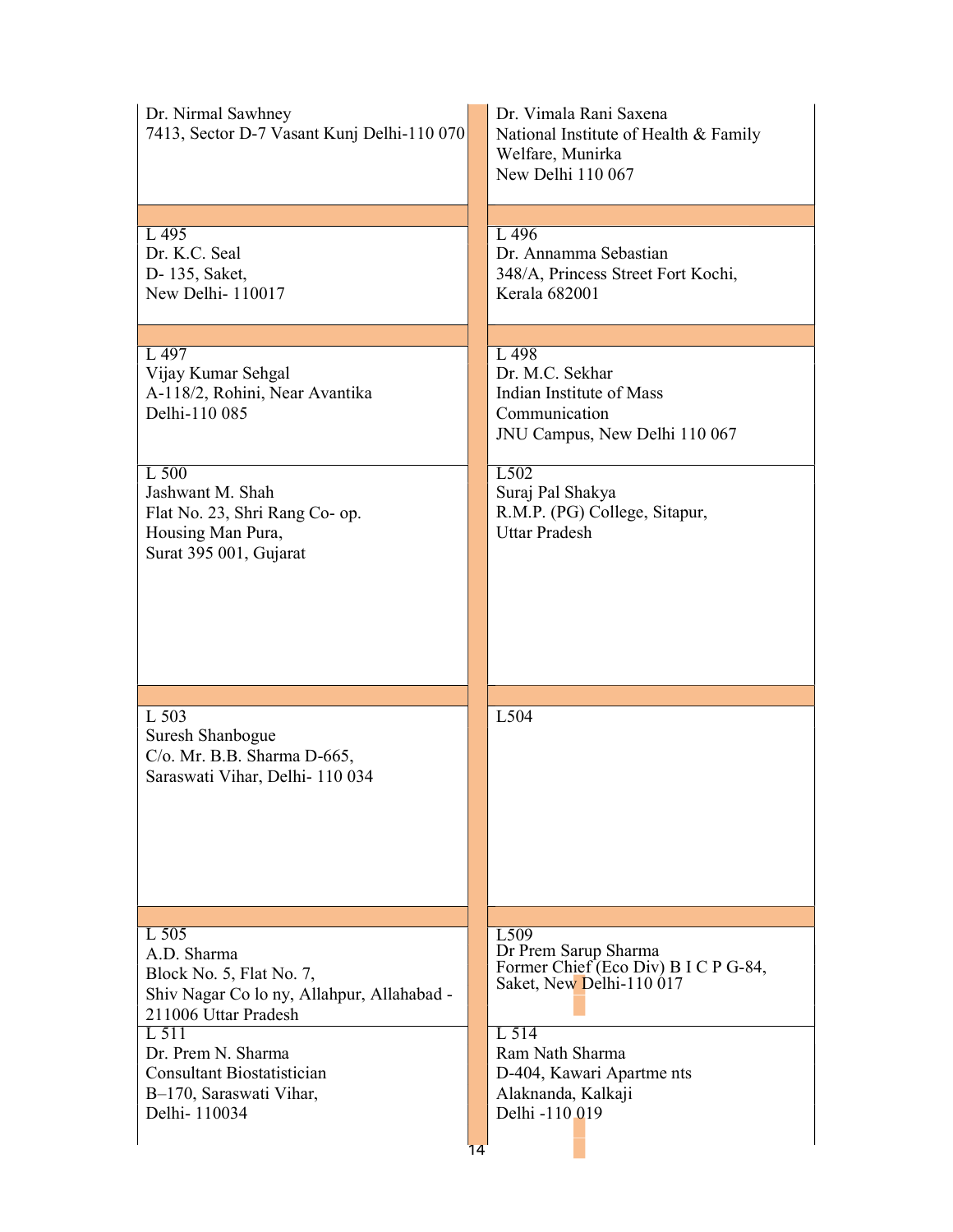| | |
|---|---|
| Dr. Nirmal Sawhney<br>7413, Sector D-7 Vasant Kunj Delhi-110 070 | Dr. Vimala Rani Saxena<br>National Institute of Health & Family Welfare, Munirka<br>New Delhi 110 067 |
| L 495<br>Dr. K.C. Seal<br>D- 135, Saket,<br>New Delhi- 110017 | L 496<br>Dr. Annamma Sebastian<br>348/A, Princess Street Fort Kochi,<br>Kerala 682001 |
| L 497<br>Vijay Kumar Sehgal<br>A-118/2, Rohini, Near Avantika<br>Delhi-110 085 | L 498<br>Dr. M.C. Sekhar<br>Indian Institute of Mass Communication<br>JNU Campus, New Delhi 110 067 |
| L 500<br>Jashwant M. Shah<br>Flat No. 23, Shri Rang Co- op. Housing Man Pura,<br>Surat 395 001, Gujarat | L502<br>Suraj Pal Shakya<br>R.M.P. (PG) College, Sitapur,<br>Uttar Pradesh |
| L 503<br>Suresh Shanbogue<br>C/o. Mr. B.B. Sharma D-665,<br>Saraswati Vihar, Delhi- 110 034 | L504 |
| L 505<br>A.D. Sharma<br>Block No. 5, Flat No. 7,<br>Shiv Nagar Co lo ny, Allahpur, Allahabad - 211006 Uttar Pradesh | L509<br>Dr Prem Sarup Sharma<br>Former Chief (Eco Div) B I C P G-84,<br>Saket, New Delhi-110 017 |
| L 511<br>Dr. Prem N. Sharma<br>Consultant Biostatistician<br>B–170, Saraswati Vihar,<br>Delhi- 110034 | L 514<br>Ram Nath Sharma<br>D-404, Kawari Apartme nts<br>Alaknanda, Kalkaji<br>Delhi -110 019 |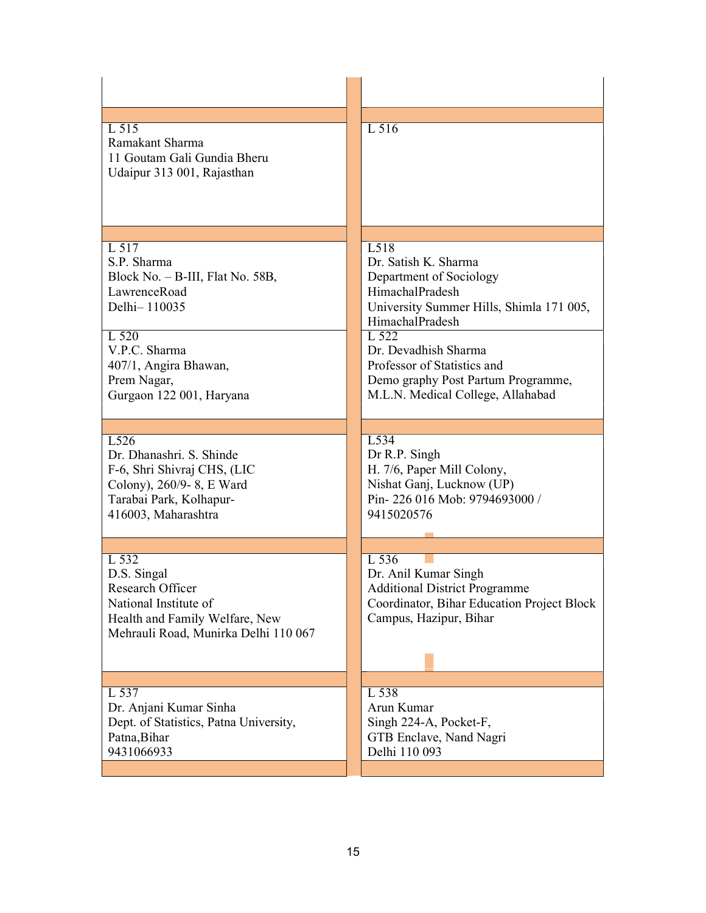| | |
|---|---|
| L 515<br>Ramakant Sharma<br>11 Goutam Gali Gundia Bheru<br>Udaipur 313 001, Rajasthan | L 516 |
| L 517<br>S.P. Sharma<br>Block No. – B-III, Flat No. 58B,<br>LawrenceRoad<br>Delhi– 110035 | L518<br>Dr. Satish K. Sharma<br>Department of Sociology<br>HimachalPradesh<br>University Summer Hills, Shimla 171 005,<br>HimachalPradesh |
| L 520<br>V.P.C. Sharma<br>407/1, Angira Bhawan,<br>Prem Nagar,<br>Gurgaon 122 001, Haryana | L 522<br>Dr. Devadhish Sharma<br>Professor of Statistics and<br>Demo graphy Post Partum Programme,<br>M.L.N. Medical College, Allahabad |
| L526<br>Dr. Dhanashri. S. Shinde<br>F-6, Shri Shivraj CHS, (LIC<br>Colony), 260/9- 8, E Ward<br>Tarabai Park, Kolhapur-<br>416003, Maharashtra | L534<br>Dr R.P. Singh<br>H. 7/6, Paper Mill Colony,<br>Nishat Ganj, Lucknow (UP)<br>Pin- 226 016 Mob: 9794693000 /<br>9415020576 |
| L 532<br>D.S. Singal<br>Research Officer<br>National Institute of<br>Health and Family Welfare, New<br>Mehrauli Road, Munirka Delhi 110 067 | L 536<br>Dr. Anil Kumar Singh<br>Additional District Programme<br>Coordinator, Bihar Education Project Block<br>Campus, Hazipur, Bihar |
| L 537<br>Dr. Anjani Kumar Sinha<br>Dept. of Statistics, Patna University,<br>Patna,Bihar<br>9431066933 | L 538<br>Arun Kumar<br>Singh 224-A, Pocket-F,<br>GTB Enclave, Nand Nagri<br>Delhi 110 093 |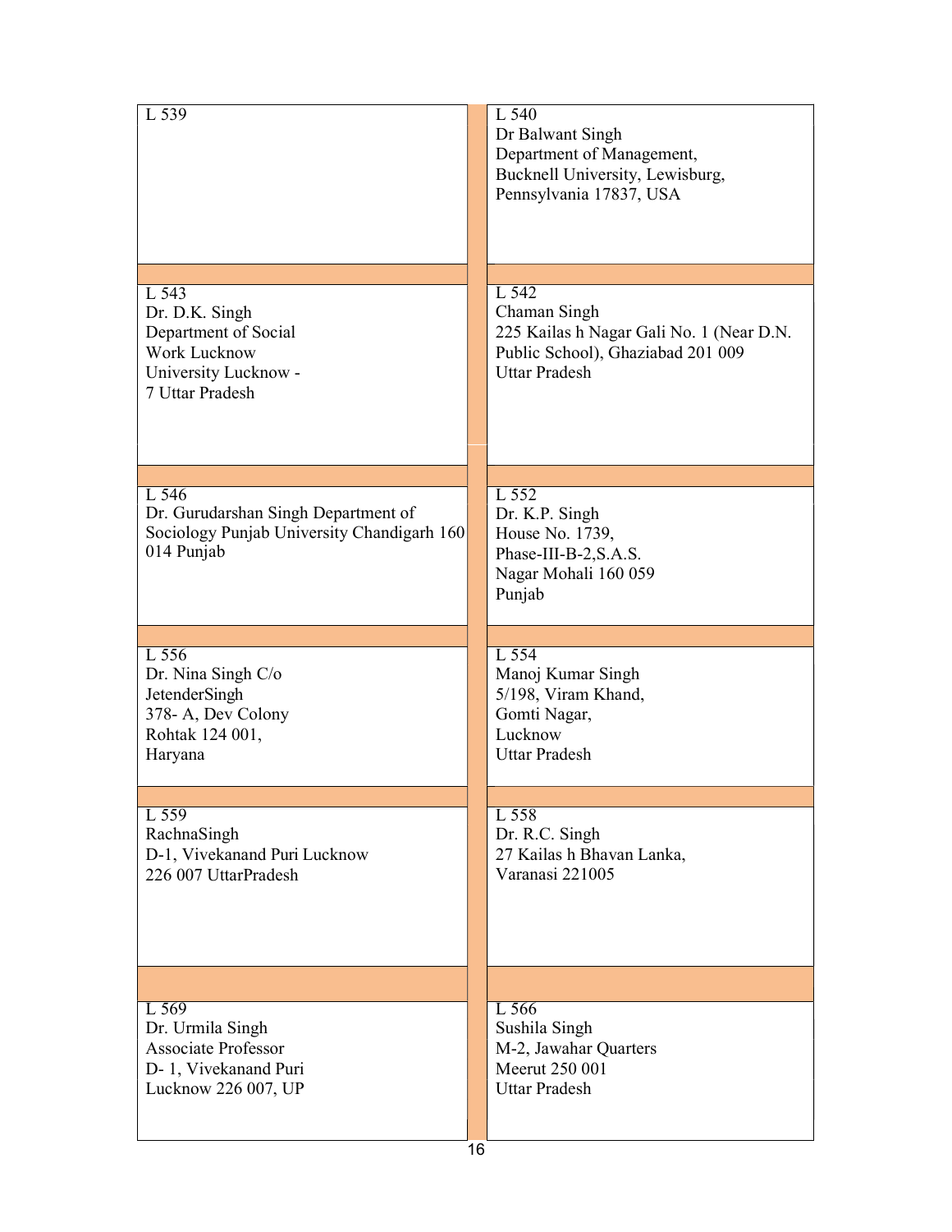L 539

L 540
Dr Balwant Singh
Department of Management,
Bucknell University, Lewisburg,
Pennsylvania 17837, USA

L 543
Dr. D.K. Singh
Department of Social
Work Lucknow
University Lucknow -
7 Uttar Pradesh

L 542
Chaman Singh
225 Kailas h Nagar Gali No. 1 (Near D.N. Public School), Ghaziabad 201 009
Uttar Pradesh

L 546
Dr. Gurudarshan Singh Department of Sociology Punjab University Chandigarh 160 014 Punjab

L 552
Dr. K.P. Singh
House No. 1739,
Phase-III-B-2,S.A.S.
Nagar Mohali 160 059
Punjab

L 556
Dr. Nina Singh C/o
JetenderSingh
378- A, Dev Colony
Rohtak 124 001,
Haryana

L 554
Manoj Kumar Singh
5/198, Viram Khand,
Gomti Nagar,
Lucknow
Uttar Pradesh

L 559
RachnaSingh
D-1, Vivekanand Puri Lucknow
226 007 UttarPradesh

L 558
Dr. R.C. Singh
27 Kailas h Bhavan Lanka,
Varanasi 221005

L 569
Dr. Urmila Singh
Associate Professor
D- 1, Vivekanand Puri
Lucknow 226 007, UP

L 566
Sushila Singh
M-2, Jawahar Quarters
Meerut 250 001
Uttar Pradesh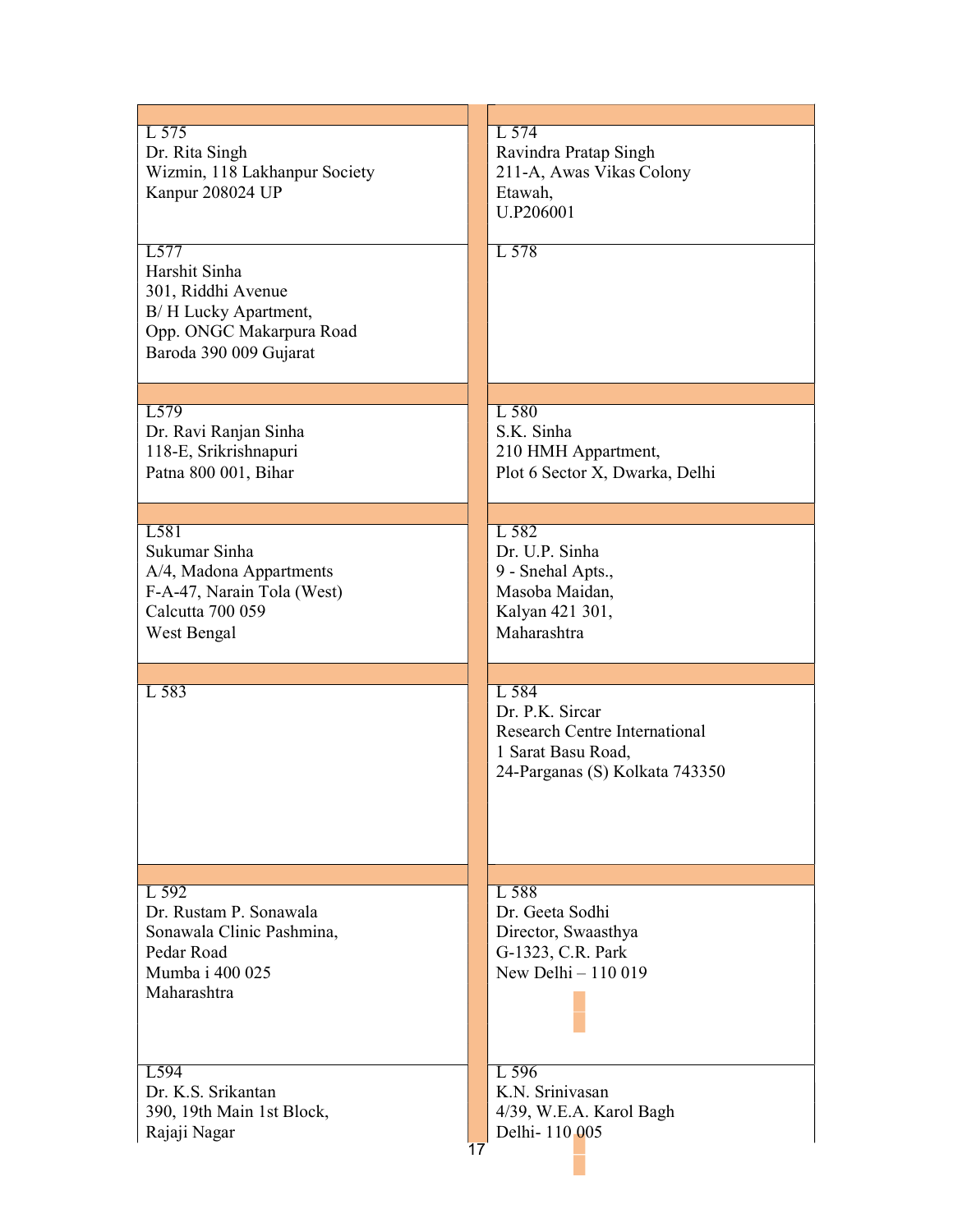L 575
Dr. Rita Singh
Wizmin, 118 Lakhanpur Society
Kanpur 208024 UP

L 574
Ravindra Pratap Singh
211-A, Awas Vikas Colony
Etawah,
U.P206001

L577
Harshit Sinha
301, Riddhi Avenue
B/ H Lucky Apartment,
Opp. ONGC Makarpura Road
Baroda 390 009 Gujarat

L 578

L579
Dr. Ravi Ranjan Sinha
118-E, Srikrishnapuri
Patna 800 001, Bihar

L 580
S.K. Sinha
210 HMH Appartment,
Plot 6 Sector X, Dwarka, Delhi

L581
Sukumar Sinha
A/4, Madona Appartments
F-A-47, Narain Tola (West)
Calcutta 700 059
West Bengal

L 582
Dr. U.P. Sinha
9 - Snehal Apts.,
Masoba Maidan,
Kalyan 421 301,
Maharashtra

L 583

L 584
Dr. P.K. Sircar
Research Centre International
1 Sarat Basu Road,
24-Parganas (S) Kolkata 743350

L 592
Dr. Rustam P. Sonawala
Sonawala Clinic Pashmina,
Pedar Road
Mumba i 400 025
Maharashtra

L 588
Dr. Geeta Sodhi
Director, Swaasthya
G-1323, C.R. Park
New Delhi – 110 019

L594
Dr. K.S. Srikantan
390, 19th Main 1st Block,
Rajaji Nagar

L 596
K.N. Srinivasan
4/39, W.E.A. Karol Bagh
Delhi- 110 005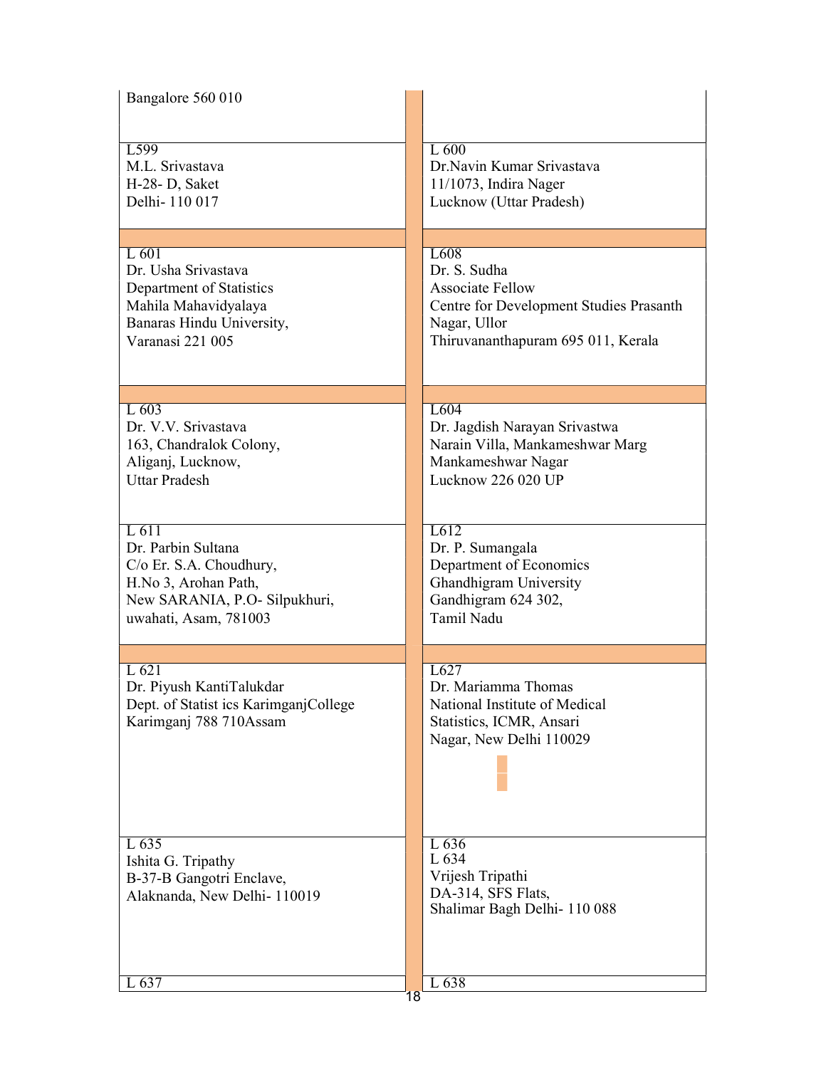Bangalore 560 010

L599
M.L. Srivastava
H-28- D, Saket
Delhi- 110 017

L 600
Dr.Navin Kumar Srivastava
11/1073, Indira Nager
Lucknow (Uttar Pradesh)

L 601
Dr. Usha Srivastava
Department of Statistics
Mahila Mahavidyalaya
Banaras Hindu University,
Varanasi 221 005

L608
Dr. S. Sudha
Associate Fellow
Centre for Development Studies Prasanth Nagar, Ullor
Thiruvananthapuram 695 011, Kerala

L 603
Dr. V.V. Srivastava
163, Chandralok Colony,
Aliganj, Lucknow,
Uttar Pradesh

L604
Dr. Jagdish Narayan Srivastwa
Narain Villa, Mankameshwar Marg
Mankameshwar Nagar
Lucknow 226 020 UP

L 611
Dr. Parbin Sultana
C/o Er. S.A. Choudhury,
H.No 3, Arohan Path,
New SARANIA, P.O- Silpukhuri,
uwahati, Asam, 781003

L612
Dr. P. Sumangala
Department of Economics
Ghandhigram University
Gandhigram 624 302,
Tamil Nadu

L 621
Dr. Piyush KantiTalukdar
Dept. of Statist ics KarimganjCollege
Karimganj 788 710Assam

L627
Dr. Mariamma Thomas
National Institute of Medical
Statistics, ICMR, Ansari
Nagar, New Delhi 110029

L 635
Ishita G. Tripathy
B-37-B Gangotri Enclave,
Alaknanda, New Delhi- 110019

L 636
L 634
Vrijesh Tripathi
DA-314, SFS Flats,
Shalimar Bagh Delhi- 110 088

L 637

L 638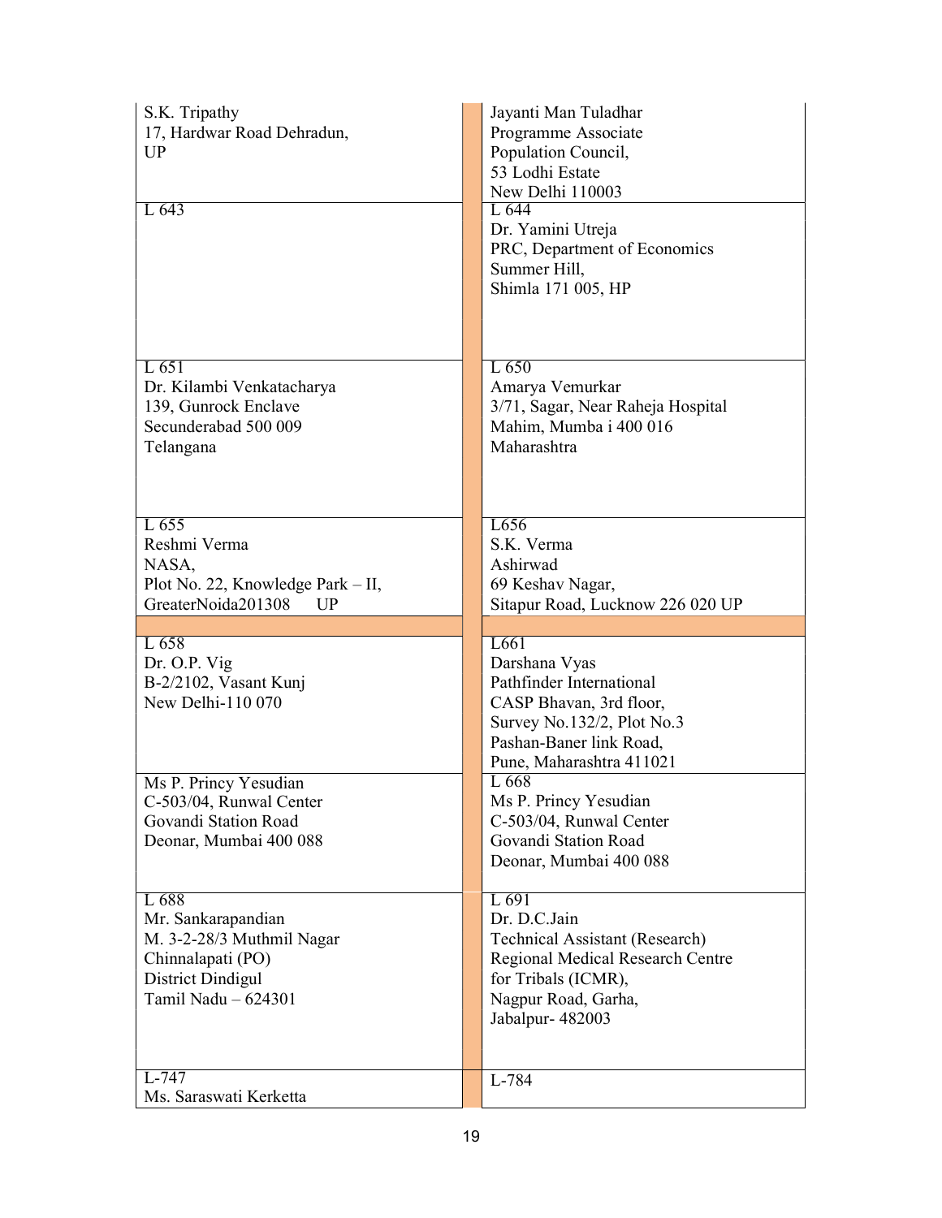| | |
|---|---|
| S.K. Tripathy<br>17, Hardwar Road Dehradun,<br>UP | Jayanti Man Tuladhar<br>Programme Associate<br>Population Council,<br>53 Lodhi Estate<br>New Delhi 110003 |
| L 643 | L 644<br>Dr. Yamini Utreja<br>PRC, Department of Economics<br>Summer Hill,<br>Shimla 171 005, HP |
| L 651<br>Dr. Kilambi Venkatacharya<br>139, Gunrock Enclave<br>Secunderabad 500 009<br>Telangana | L 650<br>Amarya Vemurkar<br>3/71, Sagar, Near Raheja Hospital<br>Mahim, Mumba i 400 016<br>Maharashtra |
| L 655<br>Reshmi Verma<br>NASA,<br>Plot No. 22, Knowledge Park – II,<br>GreaterNoida201308 UP | L656<br>S.K. Verma<br>Ashirwad<br>69 Keshav Nagar,<br>Sitapur Road, Lucknow 226 020 UP |
| | |
| L 658<br>Dr. O.P. Vig<br>B-2/2102, Vasant Kunj<br>New Delhi-110 070 | L661<br>Darshana Vyas<br>Pathfinder International<br>CASP Bhavan, 3rd floor,<br>Survey No.132/2, Plot No.3<br>Pashan-Baner link Road,<br>Pune, Maharashtra 411021 |
| Ms P. Princy Yesudian<br>C-503/04, Runwal Center<br>Govandi Station Road<br>Deonar, Mumbai 400 088 | L 668<br>Ms P. Princy Yesudian<br>C-503/04, Runwal Center<br>Govandi Station Road<br>Deonar, Mumbai 400 088 |
| L 688<br>Mr. Sankarapandian<br>M. 3-2-28/3 Muthmil Nagar<br>Chinnalapati (PO)<br>District Dindigul<br>Tamil Nadu – 624301 | L 691<br>Dr. D.C.Jain<br>Technical Assistant (Research)<br>Regional Medical Research Centre<br>for Tribals (ICMR),<br>Nagpur Road, Garha,<br>Jabalpur- 482003 |
| L-747<br>Ms. Saraswati Kerketta | L-784 |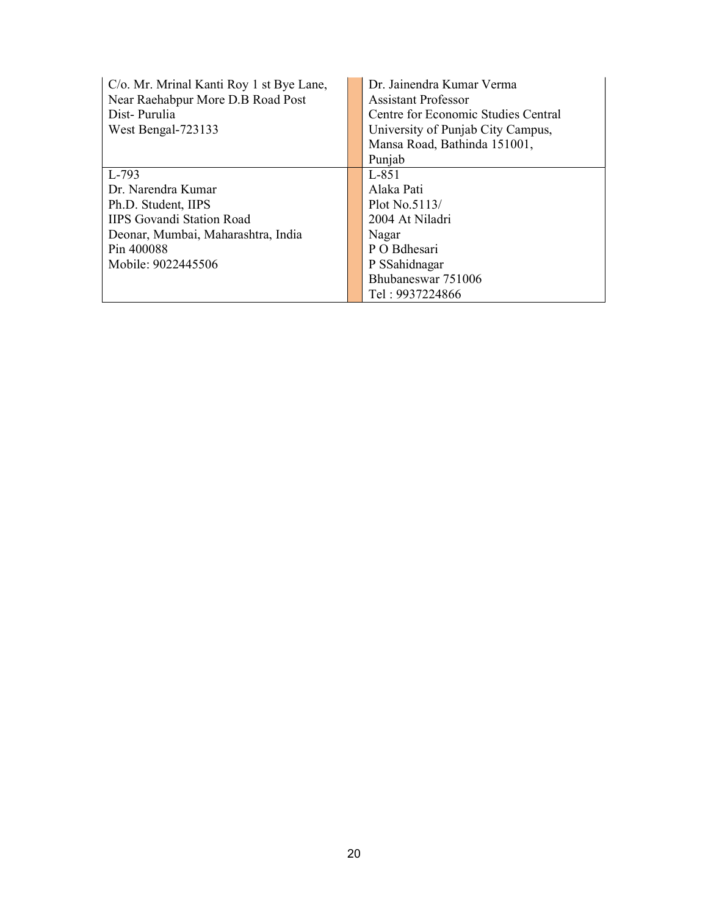| | | |
|---|---|---|
| C/o. Mr. Mrinal Kanti Roy 1 st Bye Lane,<br>Near Raehabpur More D.B Road Post<br>Dist- Purulia<br>West Bengal-723133 | | Dr. Jainendra Kumar Verma<br>Assistant Professor<br>Centre for Economic Studies Central<br>University of Punjab City Campus,<br>Mansa Road, Bathinda 151001,<br>Punjab |
| L-793<br>Dr. Narendra Kumar<br>Ph.D. Student, IIPS<br>IIPS Govandi Station Road<br>Deonar, Mumbai, Maharashtra, India<br>Pin 400088<br>Mobile: 9022445506 | | L-851<br>Alaka Pati<br>Plot No.5113/<br>2004 At Niladri<br>Nagar<br>P O Bdhesari<br>P SSahidnagar<br>Bhubaneswar 751006<br>Tel : 9937224866 |